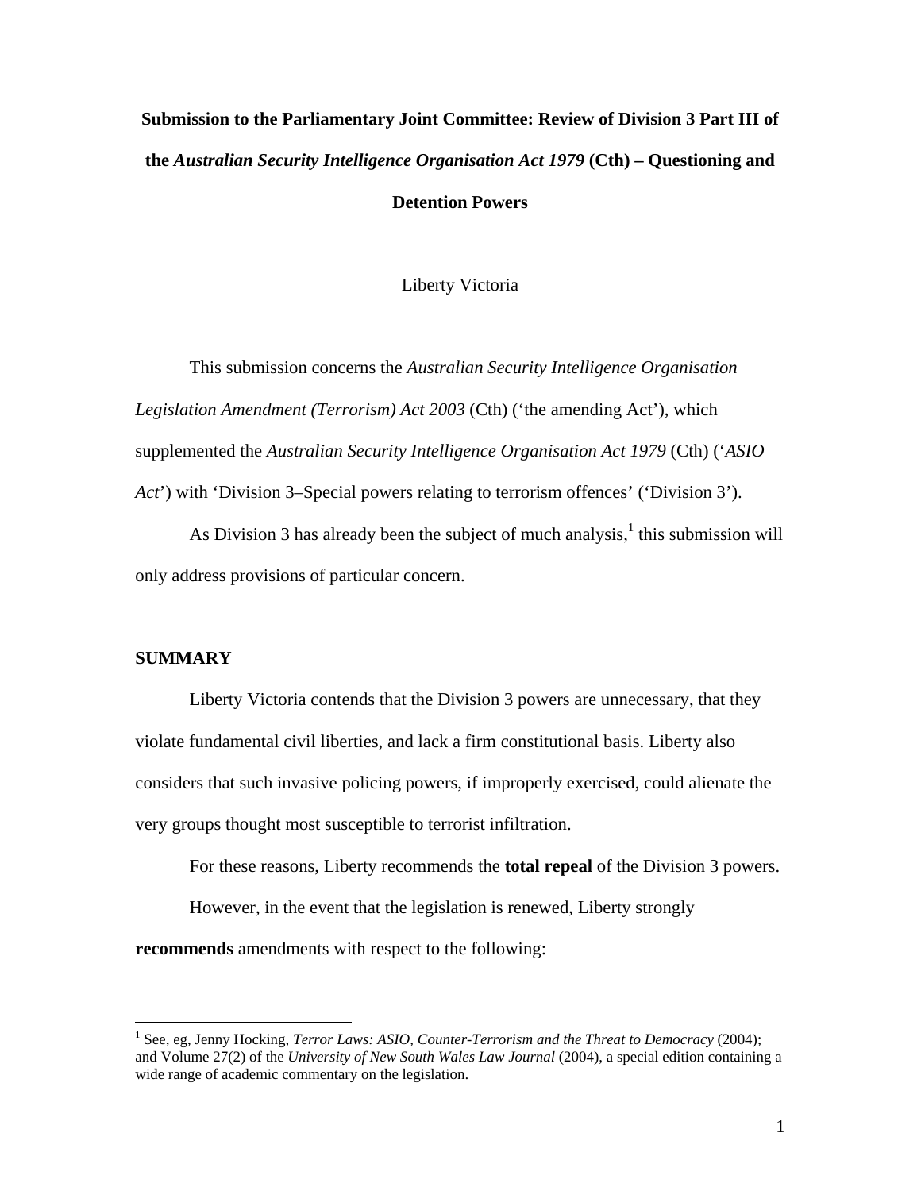# Submission to the Parliamentary Joint Committee: Review of Division 3 Part III of the *Australian Security Intelligence Organisation Act 1979* (Cth) – Questioning and Detention Powers

Liberty Victoria

This submission concerns the *Australian Security Intelligence Organisation Legislation Amendment (Terrorism) Act 2003* (Cth) ('the amending Act'), which supplemented the *Australian Security Intelligence Organisation Act 1979* (Cth) ('*ASIO Act*') with 'Division 3–Special powers relating to terrorism offences' ('Division 3').

As Division 3 has already been the subject of much analysis,[1] this submission will only address provisions of particular concern.

## SUMMARY

Liberty Victoria contends that the Division 3 powers are unnecessary, that they violate fundamental civil liberties, and lack a firm constitutional basis. Liberty also considers that such invasive policing powers, if improperly exercised, could alienate the very groups thought most susceptible to terrorist infiltration.

For these reasons, Liberty recommends the **total repeal** of the Division 3 powers.

However, in the event that the legislation is renewed, Liberty strongly **recommends** amendments with respect to the following:

---

[1] See, eg, Jenny Hocking, *Terror Laws: ASIO, Counter-Terrorism and the Threat to Democracy* (2004); and Volume 27(2) of the *University of New South Wales Law Journal* (2004), a special edition containing a wide range of academic commentary on the legislation.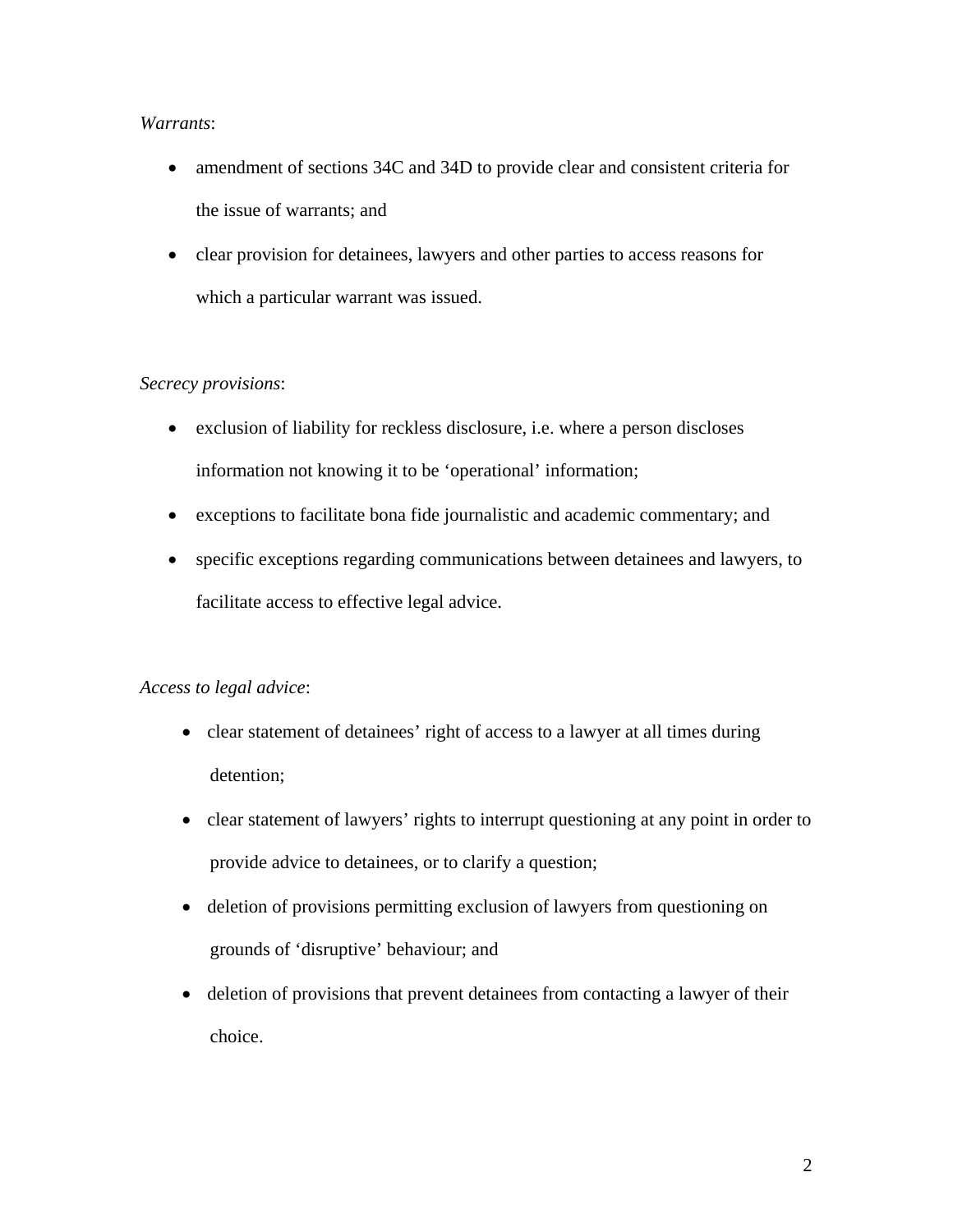*Warrants*:

- amendment of sections 34C and 34D to provide clear and consistent criteria for the issue of warrants; and
- clear provision for detainees, lawyers and other parties to access reasons for which a particular warrant was issued.

*Secrecy provisions*:

- exclusion of liability for reckless disclosure, i.e. where a person discloses information not knowing it to be 'operational' information;
- exceptions to facilitate bona fide journalistic and academic commentary; and
- specific exceptions regarding communications between detainees and lawyers, to facilitate access to effective legal advice.

*Access to legal advice*:

- clear statement of detainees' right of access to a lawyer at all times during detention;
- clear statement of lawyers' rights to interrupt questioning at any point in order to provide advice to detainees, or to clarify a question;
- deletion of provisions permitting exclusion of lawyers from questioning on grounds of 'disruptive' behaviour; and
- deletion of provisions that prevent detainees from contacting a lawyer of their choice.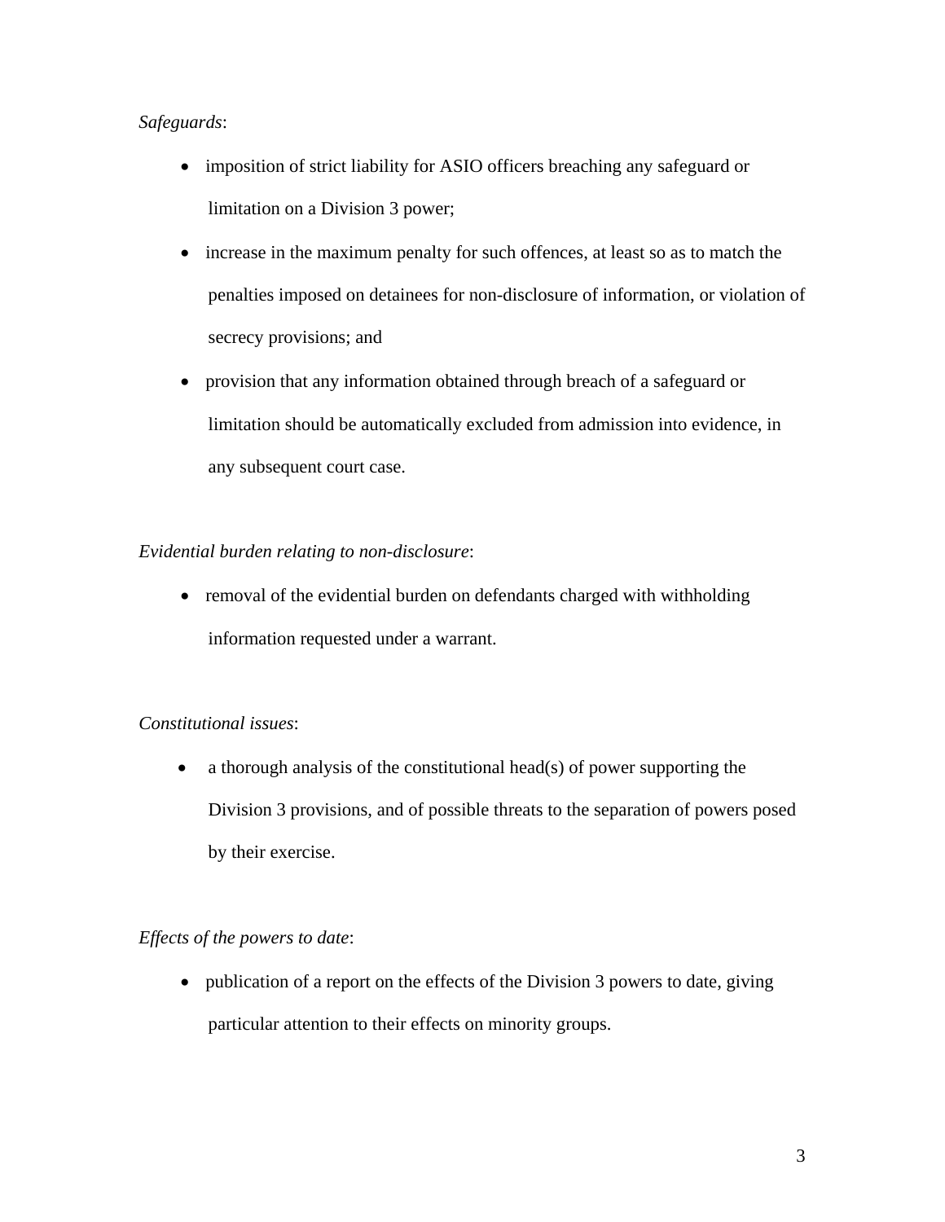*Safeguards*:

- imposition of strict liability for ASIO officers breaching any safeguard or limitation on a Division 3 power;
- increase in the maximum penalty for such offences, at least so as to match the penalties imposed on detainees for non-disclosure of information, or violation of secrecy provisions; and
- provision that any information obtained through breach of a safeguard or limitation should be automatically excluded from admission into evidence, in any subsequent court case.

*Evidential burden relating to non-disclosure*:

- removal of the evidential burden on defendants charged with withholding information requested under a warrant.

*Constitutional issues*:

- a thorough analysis of the constitutional head(s) of power supporting the Division 3 provisions, and of possible threats to the separation of powers posed by their exercise.

*Effects of the powers to date*:

- publication of a report on the effects of the Division 3 powers to date, giving particular attention to their effects on minority groups.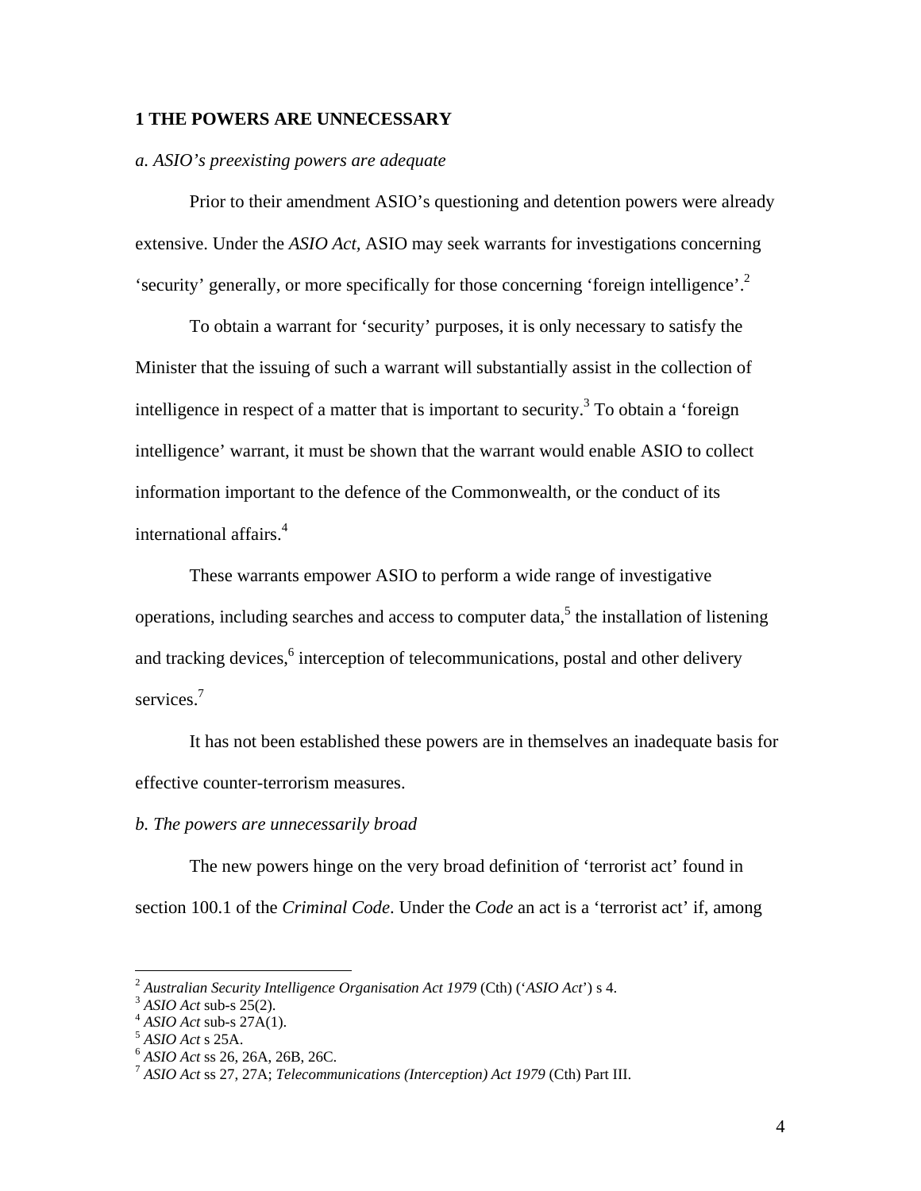## 1 THE POWERS ARE UNNECESSARY

### *a. ASIO's preexisting powers are adequate*

Prior to their amendment ASIO's questioning and detention powers were already extensive. Under the *ASIO Act*, ASIO may seek warrants for investigations concerning 'security' generally, or more specifically for those concerning 'foreign intelligence'.[2]

To obtain a warrant for 'security' purposes, it is only necessary to satisfy the Minister that the issuing of such a warrant will substantially assist in the collection of intelligence in respect of a matter that is important to security.[3] To obtain a 'foreign intelligence' warrant, it must be shown that the warrant would enable ASIO to collect information important to the defence of the Commonwealth, or the conduct of its international affairs.[4]

These warrants empower ASIO to perform a wide range of investigative operations, including searches and access to computer data,[5] the installation of listening and tracking devices,[6] interception of telecommunications, postal and other delivery services.[7]

It has not been established these powers are in themselves an inadequate basis for effective counter-terrorism measures.

### *b. The powers are unnecessarily broad*

The new powers hinge on the very broad definition of 'terrorist act' found in section 100.1 of the *Criminal Code*. Under the *Code* an act is a 'terrorist act' if, among

---

[2] *Australian Security Intelligence Organisation Act 1979* (Cth) ('*ASIO Act*') s 4.
[3] *ASIO Act* sub-s 25(2).
[4] *ASIO Act* sub-s 27A(1).
[5] *ASIO Act* s 25A.
[6] *ASIO Act* ss 26, 26A, 26B, 26C.
[7] *ASIO Act* ss 27, 27A; *Telecommunications (Interception) Act 1979* (Cth) Part III.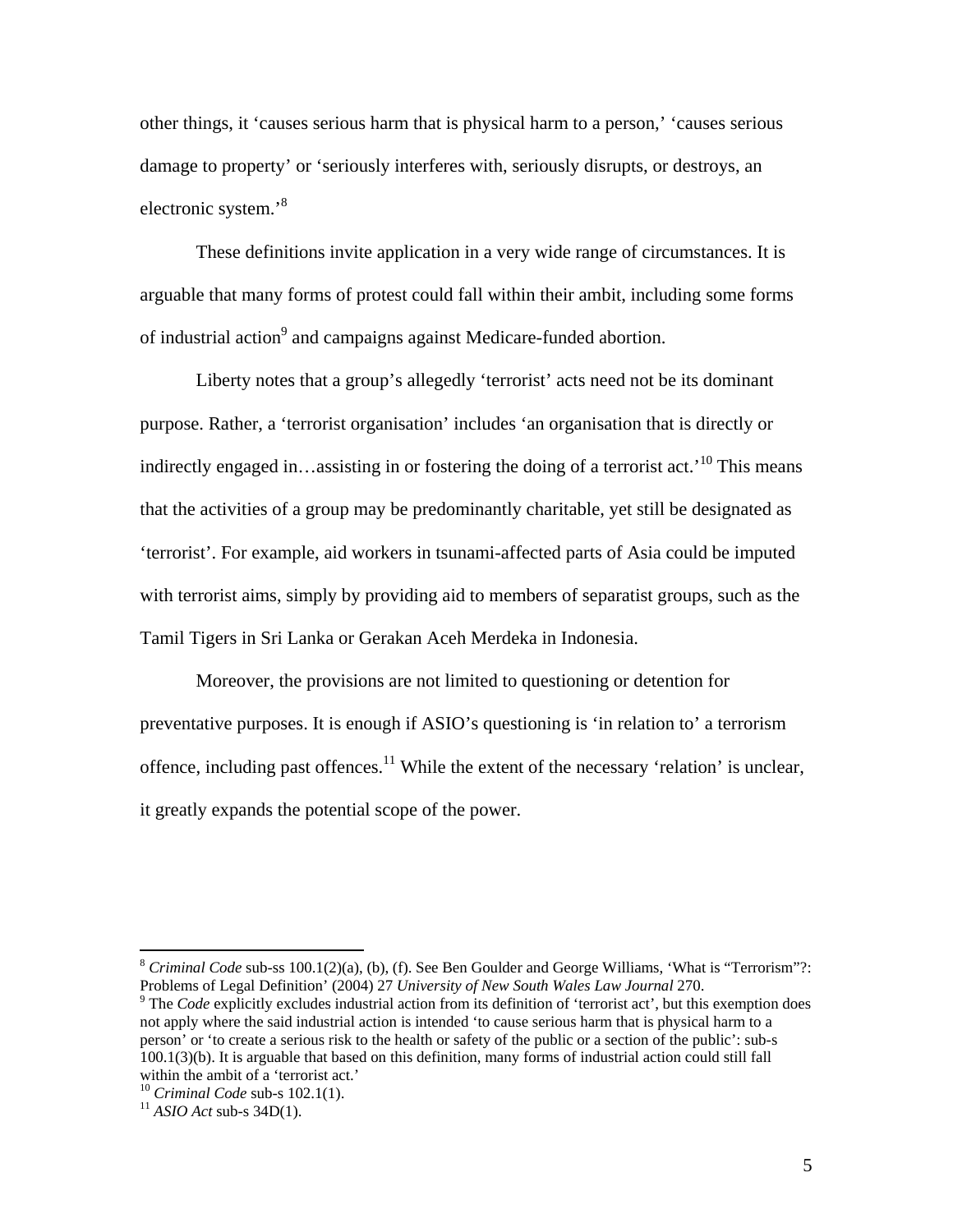other things, it 'causes serious harm that is physical harm to a person,' 'causes serious damage to property' or 'seriously interferes with, seriously disrupts, or destroys, an electronic system.'[8]

These definitions invite application in a very wide range of circumstances. It is arguable that many forms of protest could fall within their ambit, including some forms of industrial action[9] and campaigns against Medicare-funded abortion.

Liberty notes that a group's allegedly 'terrorist' acts need not be its dominant purpose. Rather, a 'terrorist organisation' includes 'an organisation that is directly or indirectly engaged in…assisting in or fostering the doing of a terrorist act.'[10] This means that the activities of a group may be predominantly charitable, yet still be designated as 'terrorist'. For example, aid workers in tsunami-affected parts of Asia could be imputed with terrorist aims, simply by providing aid to members of separatist groups, such as the Tamil Tigers in Sri Lanka or Gerakan Aceh Merdeka in Indonesia.

Moreover, the provisions are not limited to questioning or detention for preventative purposes. It is enough if ASIO's questioning is 'in relation to' a terrorism offence, including past offences.[11] While the extent of the necessary 'relation' is unclear, it greatly expands the potential scope of the power.

---

[8] *Criminal Code* sub-ss 100.1(2)(a), (b), (f). See Ben Goulder and George Williams, 'What is "Terrorism"?: Problems of Legal Definition' (2004) 27 *University of New South Wales Law Journal* 270.

[9] The *Code* explicitly excludes industrial action from its definition of 'terrorist act', but this exemption does not apply where the said industrial action is intended 'to cause serious harm that is physical harm to a person' or 'to create a serious risk to the health or safety of the public or a section of the public': sub-s 100.1(3)(b). It is arguable that based on this definition, many forms of industrial action could still fall within the ambit of a 'terrorist act.'

[10] *Criminal Code* sub-s 102.1(1).

[11] *ASIO Act* sub-s 34D(1).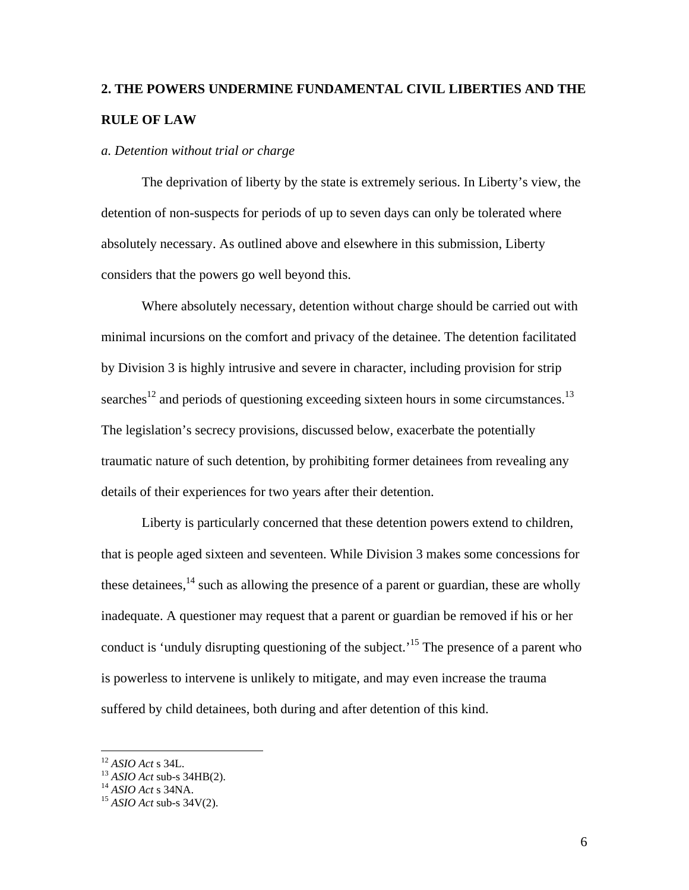## 2. THE POWERS UNDERMINE FUNDAMENTAL CIVIL LIBERTIES AND THE RULE OF LAW

### *a. Detention without trial or charge*

The deprivation of liberty by the state is extremely serious. In Liberty's view, the detention of non-suspects for periods of up to seven days can only be tolerated where absolutely necessary. As outlined above and elsewhere in this submission, Liberty considers that the powers go well beyond this.

Where absolutely necessary, detention without charge should be carried out with minimal incursions on the comfort and privacy of the detainee. The detention facilitated by Division 3 is highly intrusive and severe in character, including provision for strip searches[12] and periods of questioning exceeding sixteen hours in some circumstances.[13] The legislation's secrecy provisions, discussed below, exacerbate the potentially traumatic nature of such detention, by prohibiting former detainees from revealing any details of their experiences for two years after their detention.

Liberty is particularly concerned that these detention powers extend to children, that is people aged sixteen and seventeen. While Division 3 makes some concessions for these detainees,[14] such as allowing the presence of a parent or guardian, these are wholly inadequate. A questioner may request that a parent or guardian be removed if his or her conduct is 'unduly disrupting questioning of the subject.'[15] The presence of a parent who is powerless to intervene is unlikely to mitigate, and may even increase the trauma suffered by child detainees, both during and after detention of this kind.

---

[12] *ASIO Act* s 34L.
[13] *ASIO Act* sub-s 34HB(2).
[14] *ASIO Act* s 34NA.
[15] *ASIO Act* sub-s 34V(2).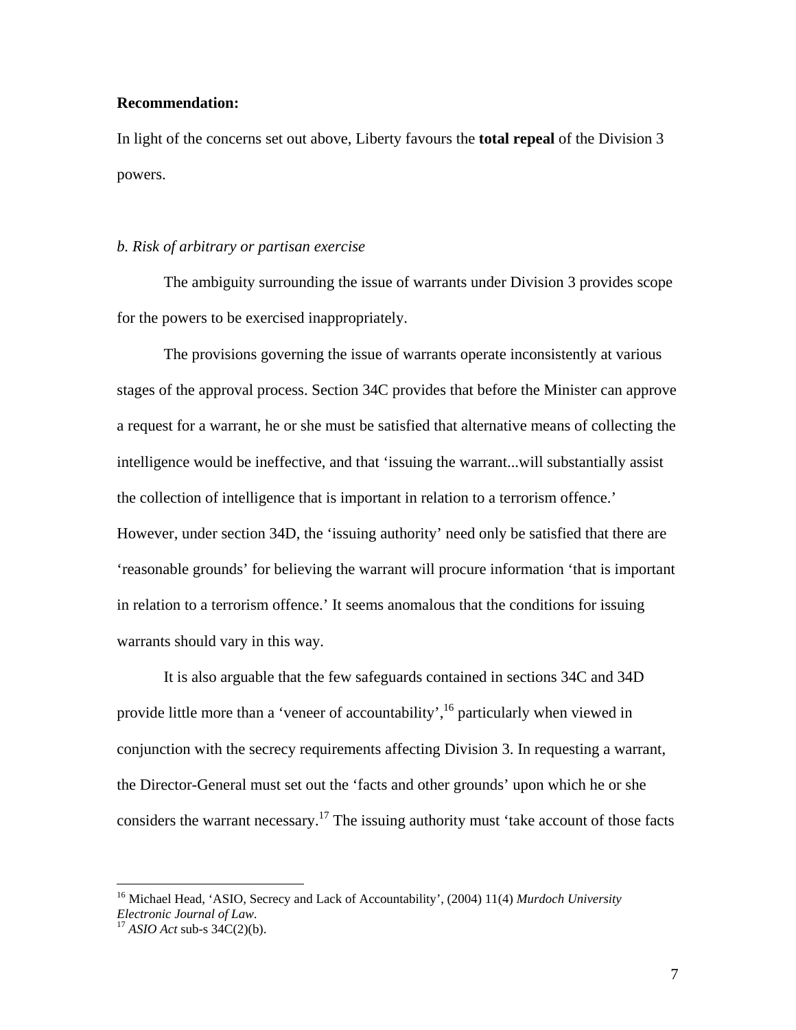**Recommendation:**

In light of the concerns set out above, Liberty favours the **total repeal** of the Division 3 powers.

*b. Risk of arbitrary or partisan exercise*

The ambiguity surrounding the issue of warrants under Division 3 provides scope for the powers to be exercised inappropriately.

The provisions governing the issue of warrants operate inconsistently at various stages of the approval process. Section 34C provides that before the Minister can approve a request for a warrant, he or she must be satisfied that alternative means of collecting the intelligence would be ineffective, and that 'issuing the warrant...will substantially assist the collection of intelligence that is important in relation to a terrorism offence.' However, under section 34D, the 'issuing authority' need only be satisfied that there are 'reasonable grounds' for believing the warrant will procure information 'that is important in relation to a terrorism offence.' It seems anomalous that the conditions for issuing warrants should vary in this way.

It is also arguable that the few safeguards contained in sections 34C and 34D provide little more than a 'veneer of accountability',[16] particularly when viewed in conjunction with the secrecy requirements affecting Division 3. In requesting a warrant, the Director-General must set out the 'facts and other grounds' upon which he or she considers the warrant necessary.[17] The issuing authority must 'take account of those facts

---

[16] Michael Head, 'ASIO, Secrecy and Lack of Accountability', (2004) 11(4) *Murdoch University Electronic Journal of Law*.

[17] *ASIO Act* sub-s 34C(2)(b).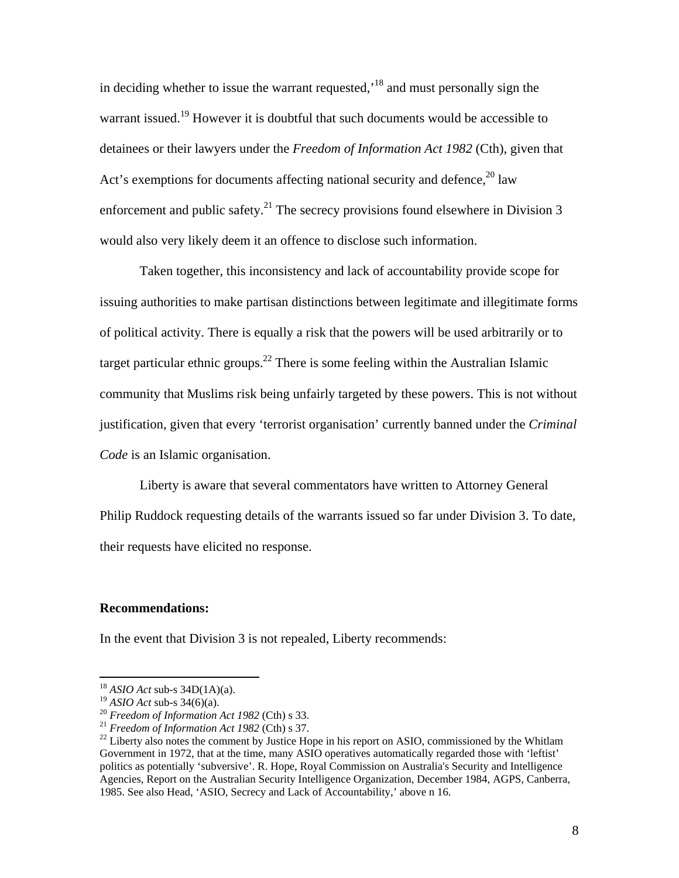in deciding whether to issue the warrant requested,'[18] and must personally sign the warrant issued.[19] However it is doubtful that such documents would be accessible to detainees or their lawyers under the *Freedom of Information Act 1982* (Cth), given that Act's exemptions for documents affecting national security and defence,[20] law enforcement and public safety.[21] The secrecy provisions found elsewhere in Division 3 would also very likely deem it an offence to disclose such information.

Taken together, this inconsistency and lack of accountability provide scope for issuing authorities to make partisan distinctions between legitimate and illegitimate forms of political activity. There is equally a risk that the powers will be used arbitrarily or to target particular ethnic groups.[22] There is some feeling within the Australian Islamic community that Muslims risk being unfairly targeted by these powers. This is not without justification, given that every 'terrorist organisation' currently banned under the *Criminal Code* is an Islamic organisation.

Liberty is aware that several commentators have written to Attorney General Philip Ruddock requesting details of the warrants issued so far under Division 3. To date, their requests have elicited no response.

**Recommendations:**

In the event that Division 3 is not repealed, Liberty recommends:

---

[18] *ASIO Act* sub-s 34D(1A)(a).

[19] *ASIO Act* sub-s 34(6)(a).

[20] *Freedom of Information Act 1982* (Cth) s 33.

[21] *Freedom of Information Act 1982* (Cth) s 37.

[22] Liberty also notes the comment by Justice Hope in his report on ASIO, commissioned by the Whitlam Government in 1972, that at the time, many ASIO operatives automatically regarded those with 'leftist' politics as potentially 'subversive'. R. Hope, Royal Commission on Australia's Security and Intelligence Agencies, Report on the Australian Security Intelligence Organization, December 1984, AGPS, Canberra, 1985. See also Head, 'ASIO, Secrecy and Lack of Accountability,' above n 16.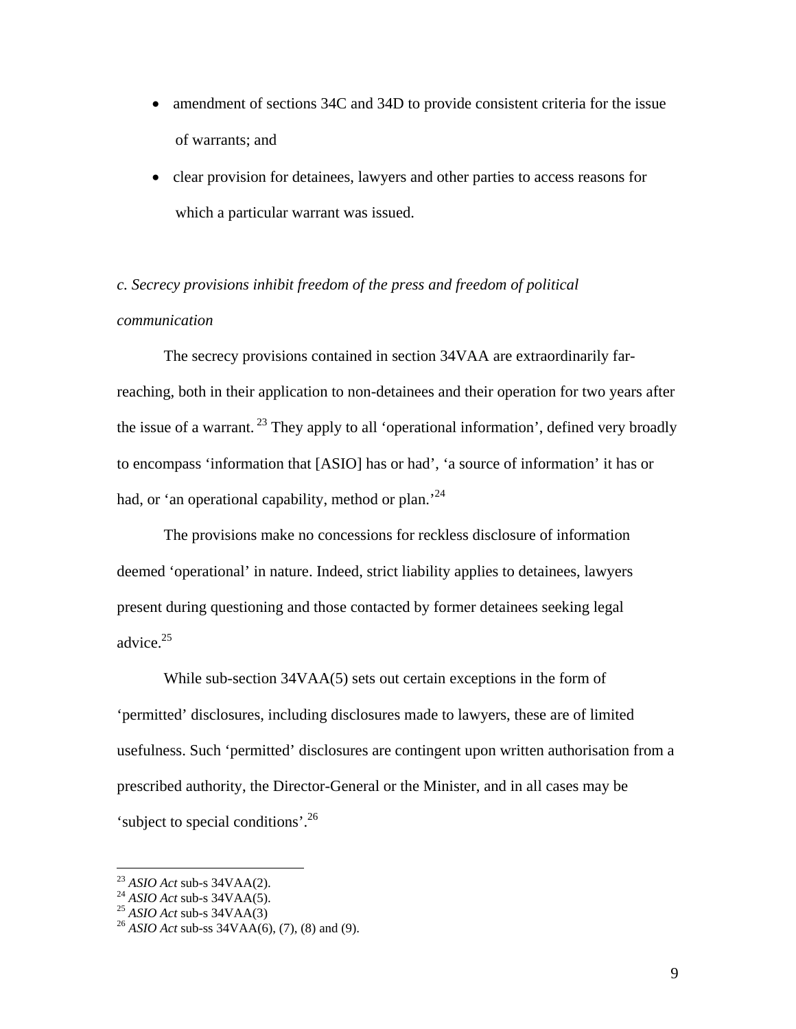- amendment of sections 34C and 34D to provide consistent criteria for the issue of warrants; and
- clear provision for detainees, lawyers and other parties to access reasons for which a particular warrant was issued.

*c. Secrecy provisions inhibit freedom of the press and freedom of political communication*

The secrecy provisions contained in section 34VAA are extraordinarily far-reaching, both in their application to non-detainees and their operation for two years after the issue of a warrant.[23] They apply to all 'operational information', defined very broadly to encompass 'information that [ASIO] has or had', 'a source of information' it has or had, or 'an operational capability, method or plan.'[24]

The provisions make no concessions for reckless disclosure of information deemed 'operational' in nature. Indeed, strict liability applies to detainees, lawyers present during questioning and those contacted by former detainees seeking legal advice.[25]

While sub-section 34VAA(5) sets out certain exceptions in the form of 'permitted' disclosures, including disclosures made to lawyers, these are of limited usefulness. Such 'permitted' disclosures are contingent upon written authorisation from a prescribed authority, the Director-General or the Minister, and in all cases may be 'subject to special conditions'.[26]

---

[23] *ASIO Act* sub-s 34VAA(2).
[24] *ASIO Act* sub-s 34VAA(5).
[25] *ASIO Act* sub-s 34VAA(3)
[26] *ASIO Act* sub-ss 34VAA(6), (7), (8) and (9).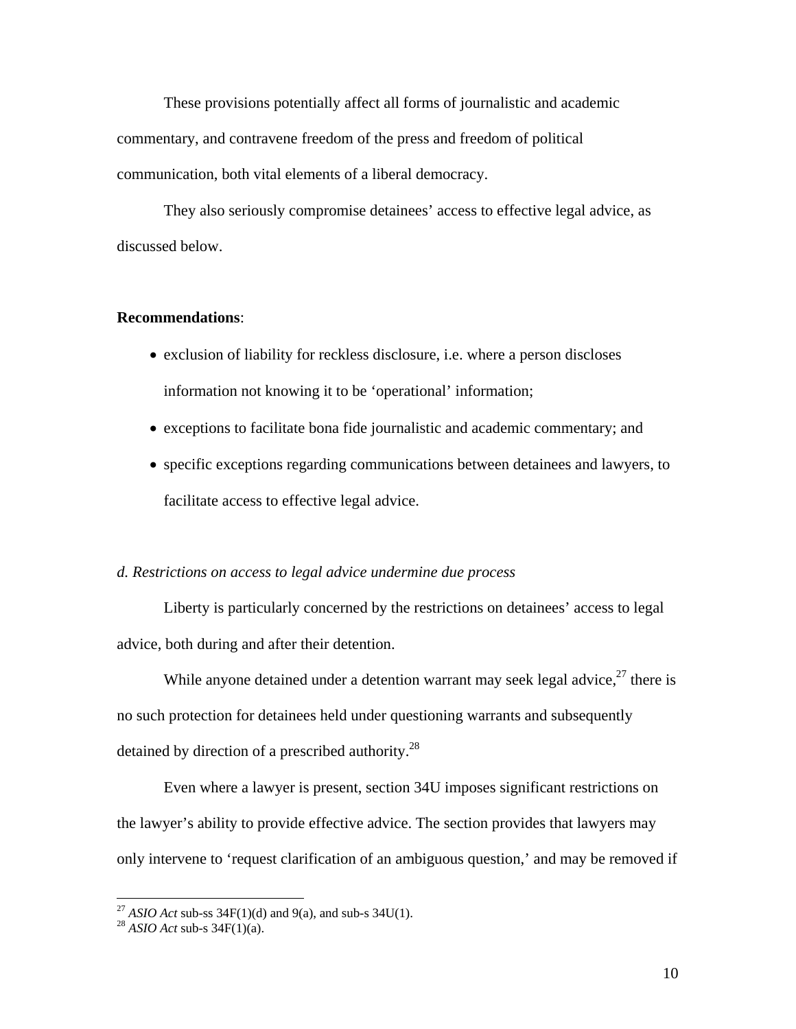These provisions potentially affect all forms of journalistic and academic commentary, and contravene freedom of the press and freedom of political communication, both vital elements of a liberal democracy.

They also seriously compromise detainees' access to effective legal advice, as discussed below.

**Recommendations**:

- exclusion of liability for reckless disclosure, i.e. where a person discloses information not knowing it to be 'operational' information;
- exceptions to facilitate bona fide journalistic and academic commentary; and
- specific exceptions regarding communications between detainees and lawyers, to facilitate access to effective legal advice.

*d. Restrictions on access to legal advice undermine due process*

Liberty is particularly concerned by the restrictions on detainees' access to legal advice, both during and after their detention.

While anyone detained under a detention warrant may seek legal advice,[27] there is no such protection for detainees held under questioning warrants and subsequently detained by direction of a prescribed authority.[28]

Even where a lawyer is present, section 34U imposes significant restrictions on the lawyer's ability to provide effective advice. The section provides that lawyers may only intervene to 'request clarification of an ambiguous question,' and may be removed if

---

[27] *ASIO Act* sub-ss 34F(1)(d) and 9(a), and sub-s 34U(1).

[28] *ASIO Act* sub-s 34F(1)(a).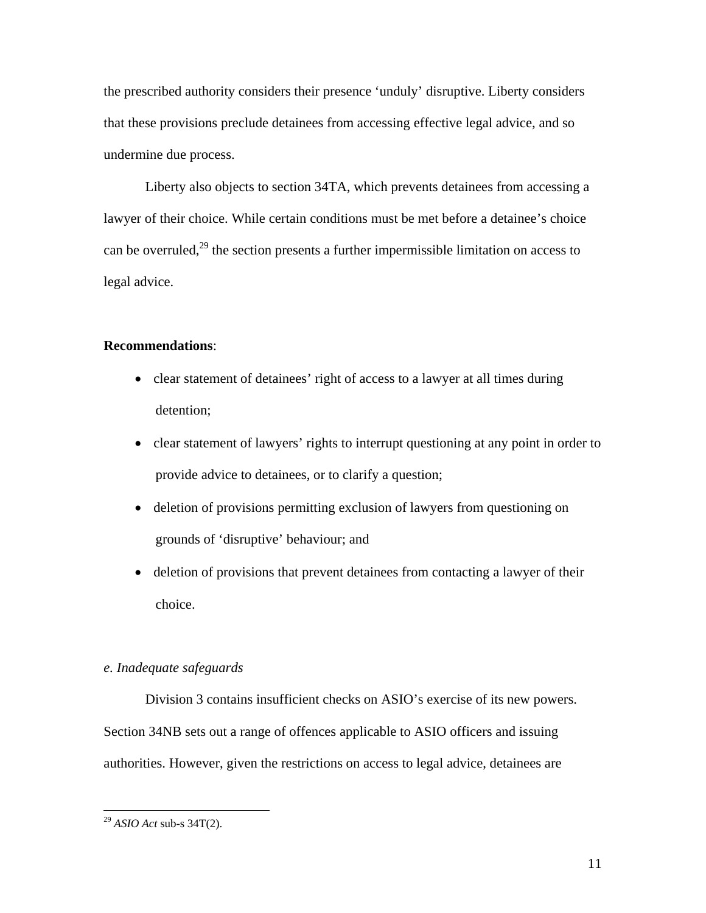the prescribed authority considers their presence ‘unduly’ disruptive. Liberty considers that these provisions preclude detainees from accessing effective legal advice, and so undermine due process.

Liberty also objects to section 34TA, which prevents detainees from accessing a lawyer of their choice. While certain conditions must be met before a detainee’s choice can be overruled,[29] the section presents a further impermissible limitation on access to legal advice.

**Recommendations**:

- clear statement of detainees’ right of access to a lawyer at all times during detention;
- clear statement of lawyers’ rights to interrupt questioning at any point in order to provide advice to detainees, or to clarify a question;
- deletion of provisions permitting exclusion of lawyers from questioning on grounds of ‘disruptive’ behaviour; and
- deletion of provisions that prevent detainees from contacting a lawyer of their choice.

*e. Inadequate safeguards*

Division 3 contains insufficient checks on ASIO’s exercise of its new powers. Section 34NB sets out a range of offences applicable to ASIO officers and issuing authorities. However, given the restrictions on access to legal advice, detainees are

[29] *ASIO Act* sub-s 34T(2).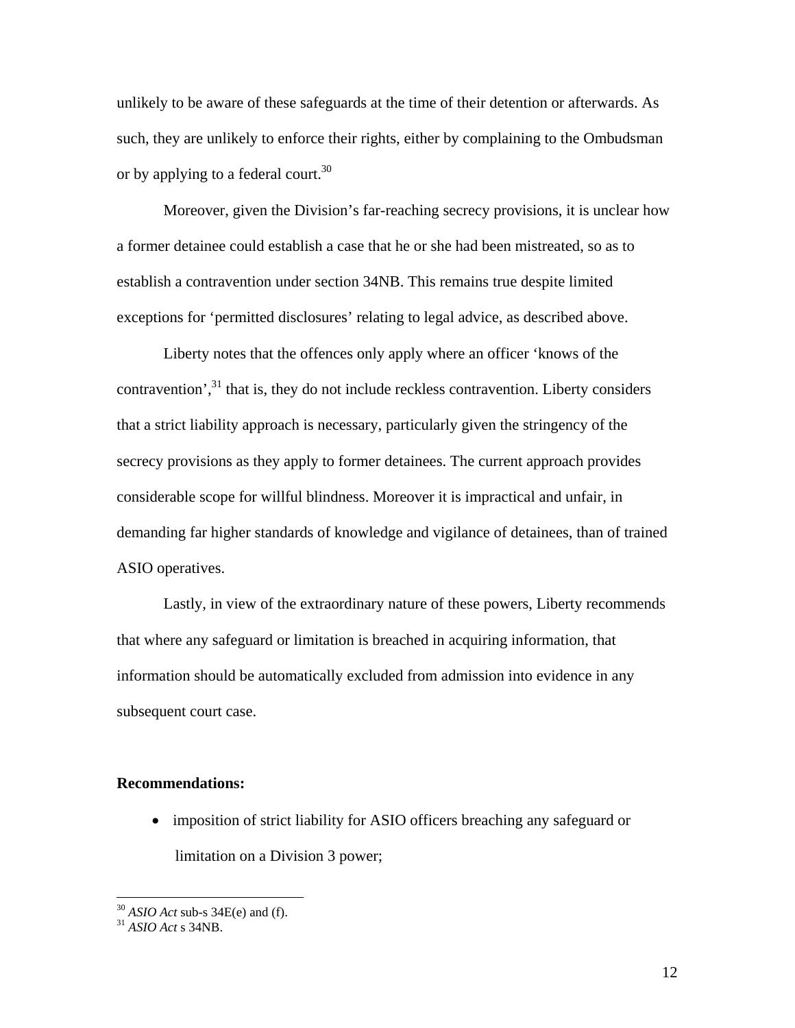unlikely to be aware of these safeguards at the time of their detention or afterwards. As such, they are unlikely to enforce their rights, either by complaining to the Ombudsman or by applying to a federal court.[30]

Moreover, given the Division's far-reaching secrecy provisions, it is unclear how a former detainee could establish a case that he or she had been mistreated, so as to establish a contravention under section 34NB. This remains true despite limited exceptions for 'permitted disclosures' relating to legal advice, as described above.

Liberty notes that the offences only apply where an officer 'knows of the contravention',[31] that is, they do not include reckless contravention. Liberty considers that a strict liability approach is necessary, particularly given the stringency of the secrecy provisions as they apply to former detainees. The current approach provides considerable scope for willful blindness. Moreover it is impractical and unfair, in demanding far higher standards of knowledge and vigilance of detainees, than of trained ASIO operatives.

Lastly, in view of the extraordinary nature of these powers, Liberty recommends that where any safeguard or limitation is breached in acquiring information, that information should be automatically excluded from admission into evidence in any subsequent court case.

**Recommendations:**

- imposition of strict liability for ASIO officers breaching any safeguard or limitation on a Division 3 power;

[30] *ASIO Act* sub-s 34E(e) and (f).
[31] *ASIO Act* s 34NB.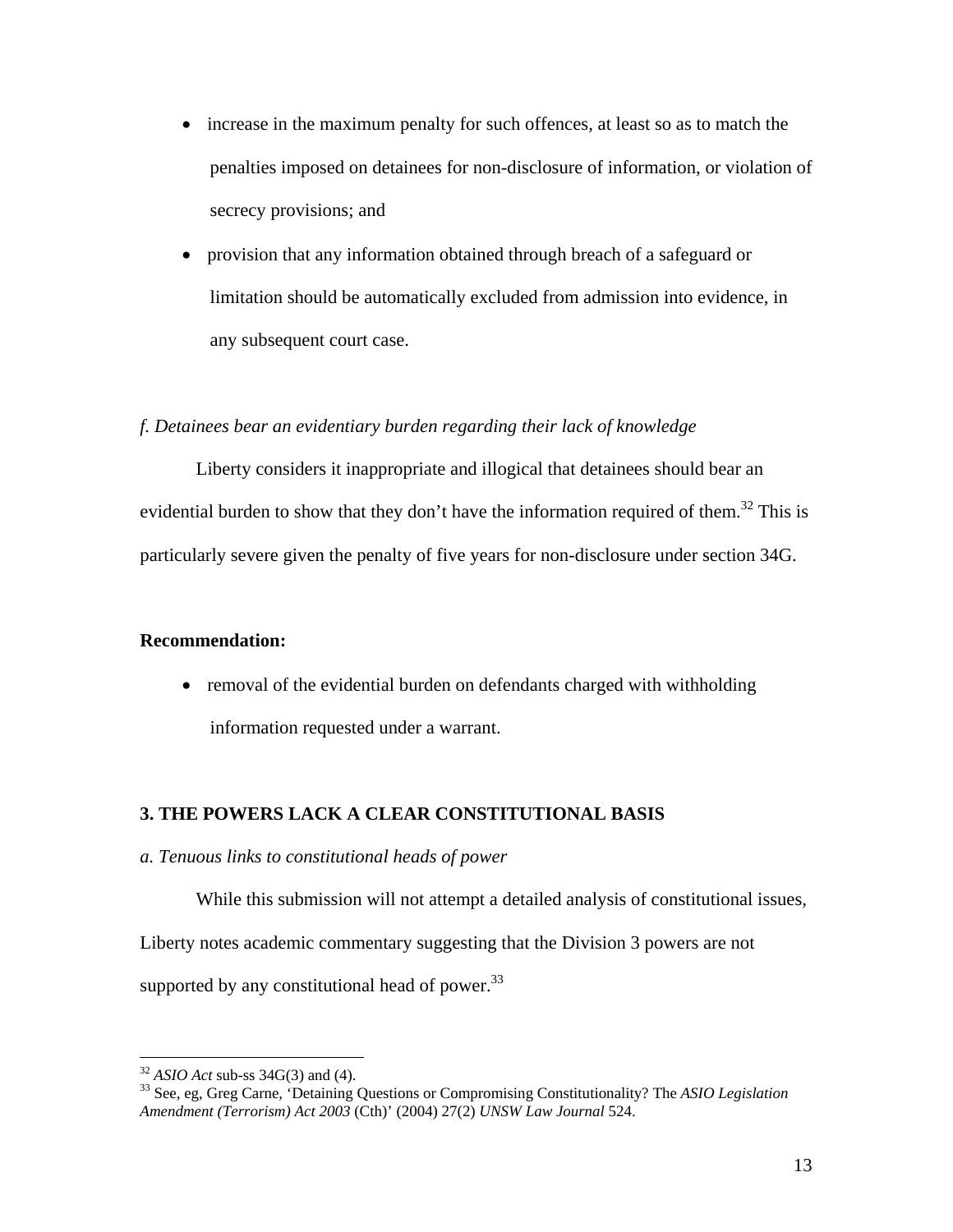- increase in the maximum penalty for such offences, at least so as to match the penalties imposed on detainees for non-disclosure of information, or violation of secrecy provisions; and
- provision that any information obtained through breach of a safeguard or limitation should be automatically excluded from admission into evidence, in any subsequent court case.

*f. Detainees bear an evidentiary burden regarding their lack of knowledge*

Liberty considers it inappropriate and illogical that detainees should bear an evidential burden to show that they don't have the information required of them.[32] This is particularly severe given the penalty of five years for non-disclosure under section 34G.

**Recommendation:**

- removal of the evidential burden on defendants charged with withholding information requested under a warrant.

## 3. THE POWERS LACK A CLEAR CONSTITUTIONAL BASIS

*a. Tenuous links to constitutional heads of power*

While this submission will not attempt a detailed analysis of constitutional issues, Liberty notes academic commentary suggesting that the Division 3 powers are not supported by any constitutional head of power.[33]

---

[32] *ASIO Act* sub-ss 34G(3) and (4).

[33] See, eg, Greg Carne, 'Detaining Questions or Compromising Constitutionality? The *ASIO Legislation Amendment (Terrorism) Act 2003* (Cth)' (2004) 27(2) *UNSW Law Journal* 524.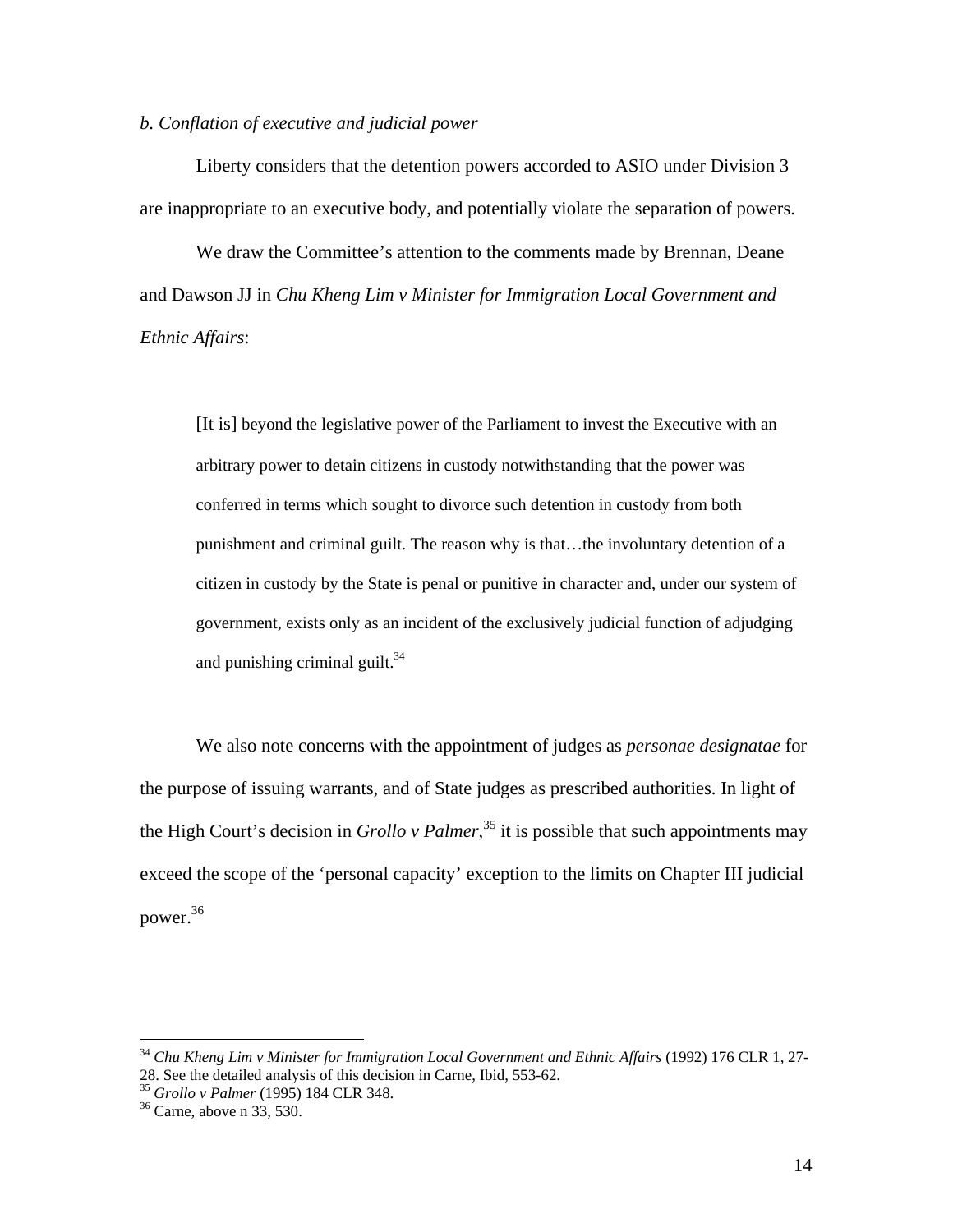*b. Conflation of executive and judicial power*

Liberty considers that the detention powers accorded to ASIO under Division 3 are inappropriate to an executive body, and potentially violate the separation of powers.

We draw the Committee's attention to the comments made by Brennan, Deane and Dawson JJ in *Chu Kheng Lim v Minister for Immigration Local Government and Ethnic Affairs*:

> [It is] beyond the legislative power of the Parliament to invest the Executive with an arbitrary power to detain citizens in custody notwithstanding that the power was conferred in terms which sought to divorce such detention in custody from both punishment and criminal guilt. The reason why is that…the involuntary detention of a citizen in custody by the State is penal or punitive in character and, under our system of government, exists only as an incident of the exclusively judicial function of adjudging and punishing criminal guilt.[34]

We also note concerns with the appointment of judges as *personae designatae* for the purpose of issuing warrants, and of State judges as prescribed authorities. In light of the High Court's decision in *Grollo v Palmer*,[35] it is possible that such appointments may exceed the scope of the 'personal capacity' exception to the limits on Chapter III judicial power.[36]

---

[34] *Chu Kheng Lim v Minister for Immigration Local Government and Ethnic Affairs* (1992) 176 CLR 1, 27-28. See the detailed analysis of this decision in Carne, Ibid, 553-62.

[35] *Grollo v Palmer* (1995) 184 CLR 348.

[36] Carne, above n 33, 530.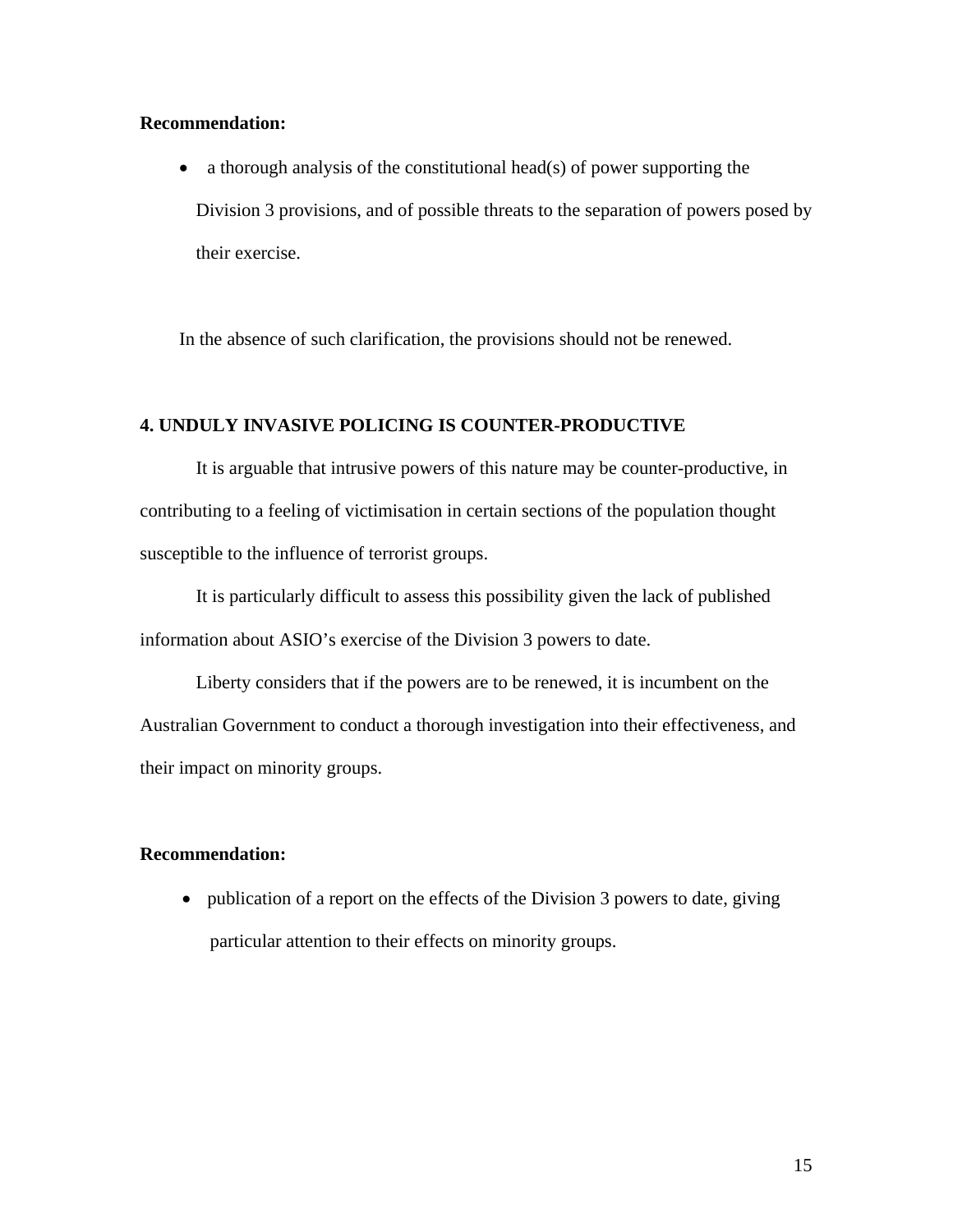**Recommendation:**

- a thorough analysis of the constitutional head(s) of power supporting the Division 3 provisions, and of possible threats to the separation of powers posed by their exercise.

In the absence of such clarification, the provisions should not be renewed.

## 4. UNDULY INVASIVE POLICING IS COUNTER-PRODUCTIVE

It is arguable that intrusive powers of this nature may be counter-productive, in contributing to a feeling of victimisation in certain sections of the population thought susceptible to the influence of terrorist groups.

It is particularly difficult to assess this possibility given the lack of published information about ASIO's exercise of the Division 3 powers to date.

Liberty considers that if the powers are to be renewed, it is incumbent on the Australian Government to conduct a thorough investigation into their effectiveness, and their impact on minority groups.

**Recommendation:**

- publication of a report on the effects of the Division 3 powers to date, giving particular attention to their effects on minority groups.